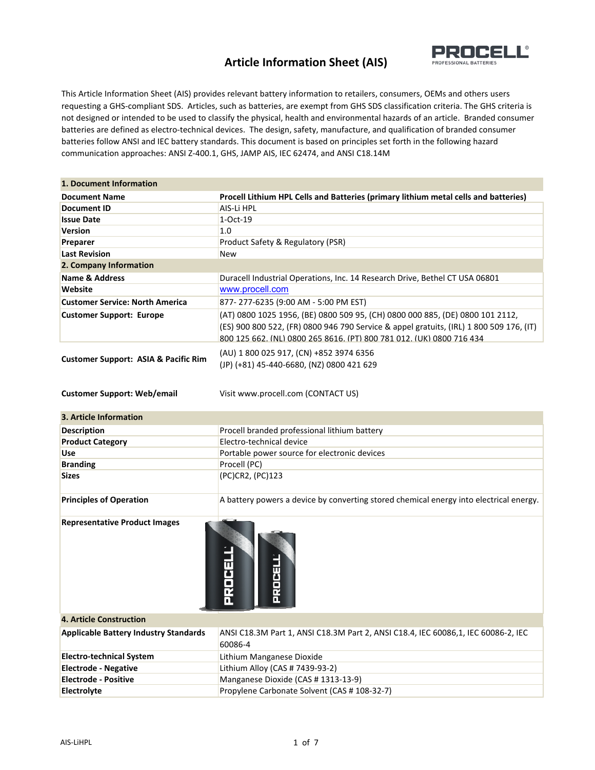# Article Information Sheet (AIS)

This Article Information Sheet (AIS) provides relevant battery information to retailers, consumers, OEMs and others users requesting a GHS-compliant SDS. Articles, such as batteries, are exempt from GHS SDS classification criteria. The GHS criteria is not designed or intended to be used to classify the physical, health and environmental hazards of an article. Branded consumer batteries are defined as electro-technical devices. The design, safety, manufacture, and qualification of branded consumer batteries follow ANSI and IEC battery standards. This document is based on principles set forth in the following hazard communication approaches: ANSI Z-400.1, GHS, JAMP AIS, IEC 62474, and ANSI C18.14M

| **1. Document Information** | |
|---|---|
| **Document Name** | **Procell Lithium HPL Cells and Batteries (primary lithium metal cells and batteries)** |
| **Document ID** | AIS-Li HPL |
| **Issue Date** | 1-Oct-19 |
| **Version** | 1.0 |
| **Preparer** | Product Safety & Regulatory (PSR) |
| **Last Revision** | New |
| **2. Company Information** | |
| **Name & Address** | Duracell Industrial Operations, Inc. 14 Research Drive, Bethel CT USA 06801 |
| **Website** | www.procell.com |
| **Customer Service: North America** | 877- 277-6235 (9:00 AM - 5:00 PM EST) |
| **Customer Support: Europe** | (AT) 0800 1025 1956, (BE) 0800 509 95, (CH) 0800 000 885, (DE) 0800 101 2112, (ES) 900 800 522, (FR) 0800 946 790 Service & appel gratuits, (IRL) 1 800 509 176, (IT) 800 125 662, (NL) 0800 265 8616, (PT) 800 781 012, (UK) 0800 716 434 |
| **Customer Support: ASIA & Pacific Rim** | (AU) 1 800 025 917, (CN) +852 3974 6356<br>(JP) (+81) 45-440-6680, (NZ) 0800 421 629 |
| **Customer Support: Web/email** | Visit www.procell.com (CONTACT US) |
| **3. Article Information** | |
| **Description** | Procell branded professional lithium battery |
| **Product Category** | Electro-technical device |
| **Use** | Portable power source for electronic devices |
| **Branding** | Procell (PC) |
| **Sizes** | (PC)CR2, (PC)123 |
| **Principles of Operation** | A battery powers a device by converting stored chemical energy into electrical energy. |
| **Representative Product Images** | |
| **4. Article Construction** | |
| **Applicable Battery Industry Standards** | ANSI C18.3M Part 1, ANSI C18.3M Part 2, ANSI C18.4, IEC 60086,1, IEC 60086-2, IEC 60086-4 |
| **Electro-technical System** | Lithium Manganese Dioxide |
| **Electrode - Negative** | Lithium Alloy (CAS # 7439-93-2) |
| **Electrode - Positive** | Manganese Dioxide (CAS # 1313-13-9) |
| **Electrolyte** | Propylene Carbonate Solvent (CAS # 108-32-7) |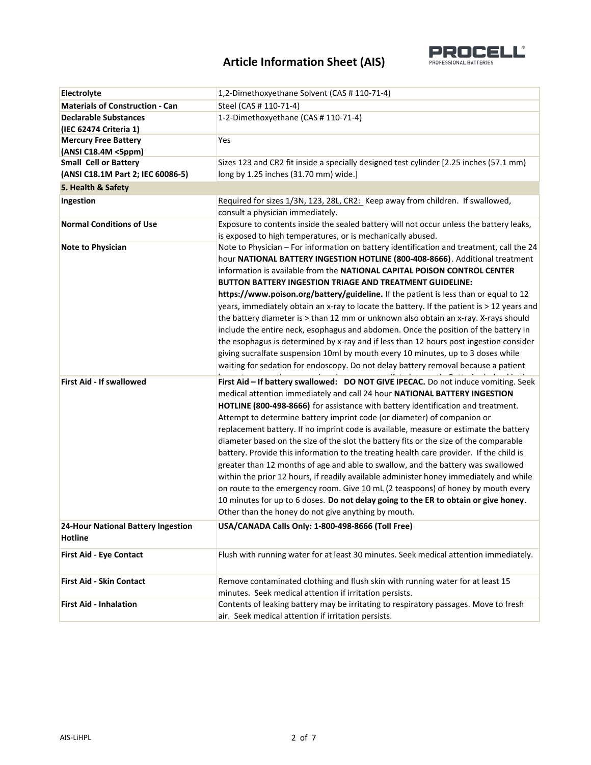# Article Information Sheet (AIS)

| | |
|---|---|
| **Electrolyte** | 1,2-Dimethoxyethane Solvent (CAS # 110-71-4) |
| **Materials of Construction - Can** | Steel (CAS # 110-71-4) |
| **Declarable Substances (IEC 62474 Criteria 1)** | 1-2-Dimethoxyethane (CAS # 110-71-4) |
| **Mercury Free Battery (ANSI C18.4M <5ppm)** | Yes |
| **Small Cell or Battery (ANSI C18.1M Part 2; IEC 60086-5)** | Sizes 123 and CR2 fit inside a specially designed test cylinder [2.25 inches (57.1 mm) long by 1.25 inches (31.70 mm) wide.] |
| **5. Health & Safety** | |
| **Ingestion** | Required for sizes 1/3N, 123, 28L, CR2: Keep away from children. If swallowed, consult a physician immediately. |
| **Normal Conditions of Use** | Exposure to contents inside the sealed battery will not occur unless the battery leaks, is exposed to high temperatures, or is mechanically abused. |
| **Note to Physician** | Note to Physician – For information on battery identification and treatment, call the 24 hour **NATIONAL BATTERY INGESTION HOTLINE (800-408-8666)**. Additional treatment information is available from the **NATIONAL CAPITAL POISON CONTROL CENTER BUTTON BATTERY INGESTION TRIAGE AND TREATMENT GUIDELINE: https://www.poison.org/battery/guideline.** If the patient is less than or equal to 12 years, immediately obtain an x-ray to locate the battery. If the patient is > 12 years and the battery diameter is > than 12 mm or unknown also obtain an x-ray. X-rays should include the entire neck, esophagus and abdomen. Once the position of the battery in the esophagus is determined by x-ray and if less than 12 hours post ingestion consider giving sucralfate suspension 10ml by mouth every 10 minutes, up to 3 doses while waiting for sedation for endoscopy. Do not delay battery removal because a patient |
| **First Aid - If swallowed** | **First Aid – If battery swallowed: DO NOT GIVE IPECAC.** Do not induce vomiting. Seek medical attention immediately and call 24 hour **NATIONAL BATTERY INGESTION HOTLINE (800-498-8666)** for assistance with battery identification and treatment. Attempt to determine battery imprint code (or diameter) of companion or replacement battery. If no imprint code is available, measure or estimate the battery diameter based on the size of the slot the battery fits or the size of the comparable battery. Provide this information to the treating health care provider. If the child is greater than 12 months of age and able to swallow, and the battery was swallowed within the prior 12 hours, if readily available administer honey immediately and while on route to the emergency room. Give 10 mL (2 teaspoons) of honey by mouth every 10 minutes for up to 6 doses. **Do not delay going to the ER to obtain or give honey**. Other than the honey do not give anything by mouth. |
| **24-Hour National Battery Ingestion Hotline** | **USA/CANADA Calls Only: 1-800-498-8666 (Toll Free)** |
| **First Aid - Eye Contact** | Flush with running water for at least 30 minutes. Seek medical attention immediately. |
| **First Aid - Skin Contact** | Remove contaminated clothing and flush skin with running water for at least 15 minutes. Seek medical attention if irritation persists. |
| **First Aid - Inhalation** | Contents of leaking battery may be irritating to respiratory passages. Move to fresh air. Seek medical attention if irritation persists. |

AIS-LiHPL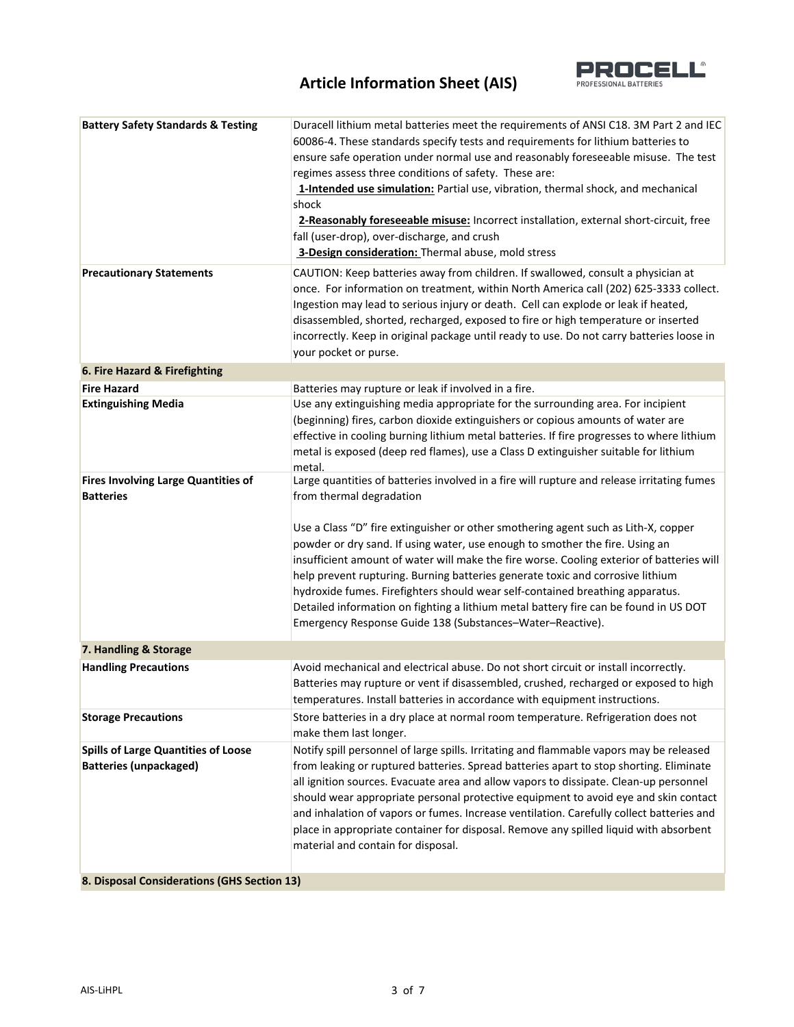| | |
|---|---|
| **Battery Safety Standards & Testing** | Duracell lithium metal batteries meet the requirements of ANSI C18. 3M Part 2 and IEC 60086-4. These standards specify tests and requirements for lithium batteries to ensure safe operation under normal use and reasonably foreseeable misuse. The test regimes assess three conditions of safety. These are:<br>**1-Intended use simulation:** Partial use, vibration, thermal shock, and mechanical shock<br>**2-Reasonably foreseeable misuse:** Incorrect installation, external short-circuit, free fall (user-drop), over-discharge, and crush<br>**3-Design consideration:** Thermal abuse, mold stress |
| **Precautionary Statements** | CAUTION: Keep batteries away from children. If swallowed, consult a physician at once. For information on treatment, within North America call (202) 625-3333 collect. Ingestion may lead to serious injury or death. Cell can explode or leak if heated, disassembled, shorted, recharged, exposed to fire or high temperature or inserted incorrectly. Keep in original package until ready to use. Do not carry batteries loose in your pocket or purse. |

## 6. Fire Hazard & Firefighting

| | |
|---|---|
| **Fire Hazard** | Batteries may rupture or leak if involved in a fire. |
| **Extinguishing Media** | Use any extinguishing media appropriate for the surrounding area. For incipient (beginning) fires, carbon dioxide extinguishers or copious amounts of water are effective in cooling burning lithium metal batteries. If fire progresses to where lithium metal is exposed (deep red flames), use a Class D extinguisher suitable for lithium metal. |
| **Fires Involving Large Quantities of Batteries** | Large quantities of batteries involved in a fire will rupture and release irritating fumes from thermal degradation<br><br>Use a Class "D" fire extinguisher or other smothering agent such as Lith-X, copper powder or dry sand. If using water, use enough to smother the fire. Using an insufficient amount of water will make the fire worse. Cooling exterior of batteries will help prevent rupturing. Burning batteries generate toxic and corrosive lithium hydroxide fumes. Firefighters should wear self-contained breathing apparatus. Detailed information on fighting a lithium metal battery fire can be found in US DOT Emergency Response Guide 138 (Substances–Water–Reactive). |

## 7. Handling & Storage

| | |
|---|---|
| **Handling Precautions** | Avoid mechanical and electrical abuse. Do not short circuit or install incorrectly. Batteries may rupture or vent if disassembled, crushed, recharged or exposed to high temperatures. Install batteries in accordance with equipment instructions. |
| **Storage Precautions** | Store batteries in a dry place at normal room temperature. Refrigeration does not make them last longer. |
| **Spills of Large Quantities of Loose Batteries (unpackaged)** | Notify spill personnel of large spills. Irritating and flammable vapors may be released from leaking or ruptured batteries. Spread batteries apart to stop shorting. Eliminate all ignition sources. Evacuate area and allow vapors to dissipate. Clean-up personnel should wear appropriate personal protective equipment to avoid eye and skin contact and inhalation of vapors or fumes. Increase ventilation. Carefully collect batteries and place in appropriate container for disposal. Remove any spilled liquid with absorbent material and contain for disposal. |

## 8. Disposal Considerations (GHS Section 13)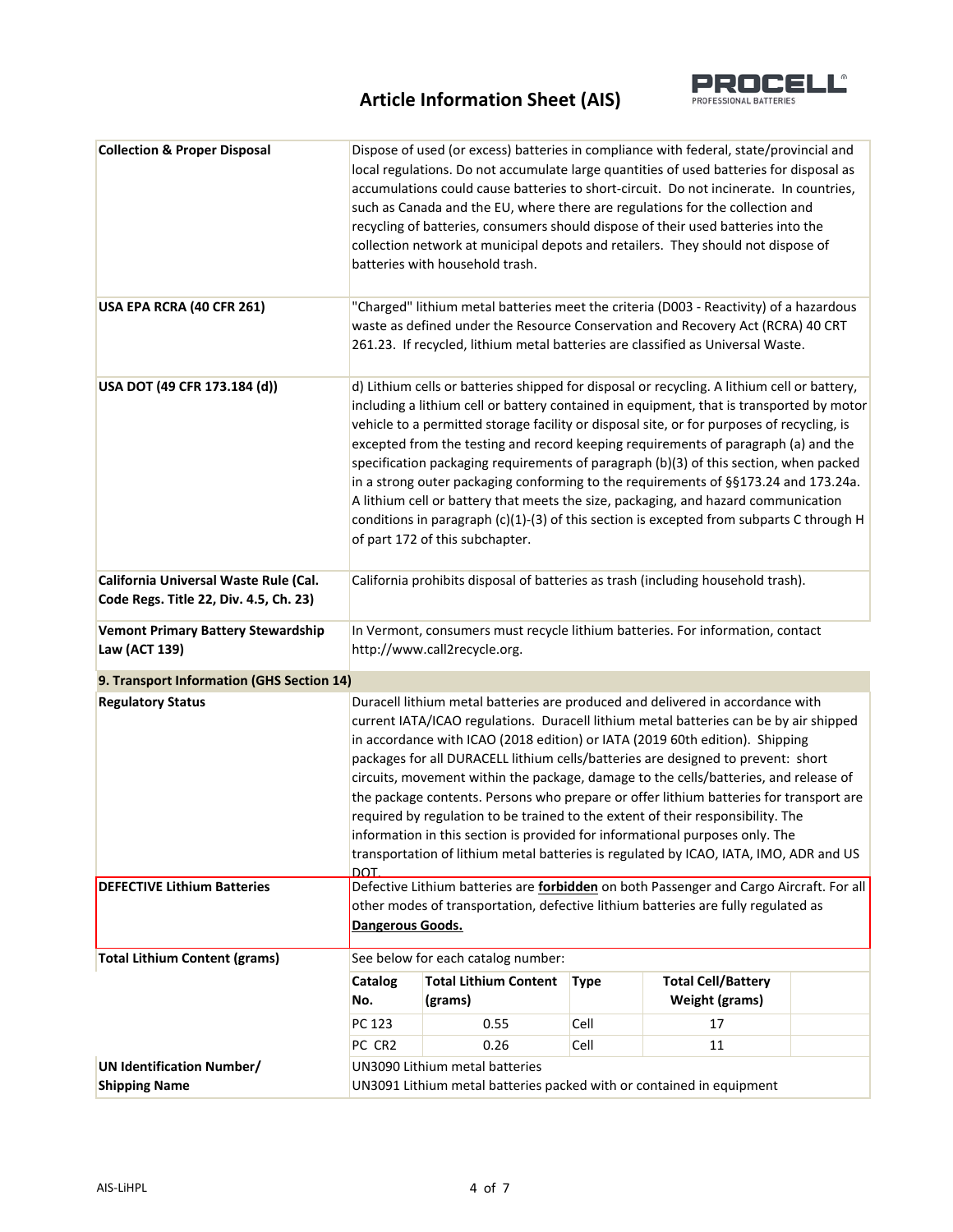# Article Information Sheet (AIS)

| | |
|---|---|
| **Collection & Proper Disposal** | Dispose of used (or excess) batteries in compliance with federal, state/provincial and local regulations. Do not accumulate large quantities of used batteries for disposal as accumulations could cause batteries to short-circuit. Do not incinerate. In countries, such as Canada and the EU, where there are regulations for the collection and recycling of batteries, consumers should dispose of their used batteries into the collection network at municipal depots and retailers. They should not dispose of batteries with household trash. |
| **USA EPA RCRA (40 CFR 261)** | "Charged" lithium metal batteries meet the criteria (D003 - Reactivity) of a hazardous waste as defined under the Resource Conservation and Recovery Act (RCRA) 40 CRT 261.23. If recycled, lithium metal batteries are classified as Universal Waste. |
| **USA DOT (49 CFR 173.184 (d))** | d) Lithium cells or batteries shipped for disposal or recycling. A lithium cell or battery, including a lithium cell or battery contained in equipment, that is transported by motor vehicle to a permitted storage facility or disposal site, or for purposes of recycling, is excepted from the testing and record keeping requirements of paragraph (a) and the specification packaging requirements of paragraph (b)(3) of this section, when packed in a strong outer packaging conforming to the requirements of §§173.24 and 173.24a. A lithium cell or battery that meets the size, packaging, and hazard communication conditions in paragraph (c)(1)-(3) of this section is excepted from subparts C through H of part 172 of this subchapter. |
| **California Universal Waste Rule (Cal. Code Regs. Title 22, Div. 4.5, Ch. 23)** | California prohibits disposal of batteries as trash (including household trash). |
| **Vemont Primary Battery Stewardship Law (ACT 139)** | In Vermont, consumers must recycle lithium batteries. For information, contact http://www.call2recycle.org. |

## 9. Transport Information (GHS Section 14)

| | |
|---|---|
| **Regulatory Status** | Duracell lithium metal batteries are produced and delivered in accordance with current IATA/ICAO regulations. Duracell lithium metal batteries can be by air shipped in accordance with ICAO (2018 edition) or IATA (2019 60th edition). Shipping packages for all DURACELL lithium cells/batteries are designed to prevent: short circuits, movement within the package, damage to the cells/batteries, and release of the package contents. Persons who prepare or offer lithium batteries for transport are required by regulation to be trained to the extent of their responsibility. The information in this section is provided for informational purposes only. The transportation of lithium metal batteries is regulated by ICAO, IATA, IMO, ADR and US DOT. |
| **DEFECTIVE Lithium Batteries** | Defective Lithium batteries are **forbidden** on both Passenger and Cargo Aircraft. For all other modes of transportation, defective lithium batteries are fully regulated as **Dangerous Goods.** |
| **Total Lithium Content (grams)** | See below for each catalog number: |

| Catalog No. | Total Lithium Content (grams) | Type | Total Cell/Battery Weight (grams) |
|---|---|---|---|
| PC 123 | 0.55 | Cell | 17 |
| PC CR2 | 0.26 | Cell | 11 |

| | |
|---|---|
| **UN Identification Number/ Shipping Name** | UN3090 Lithium metal batteries<br>UN3091 Lithium metal batteries packed with or contained in equipment |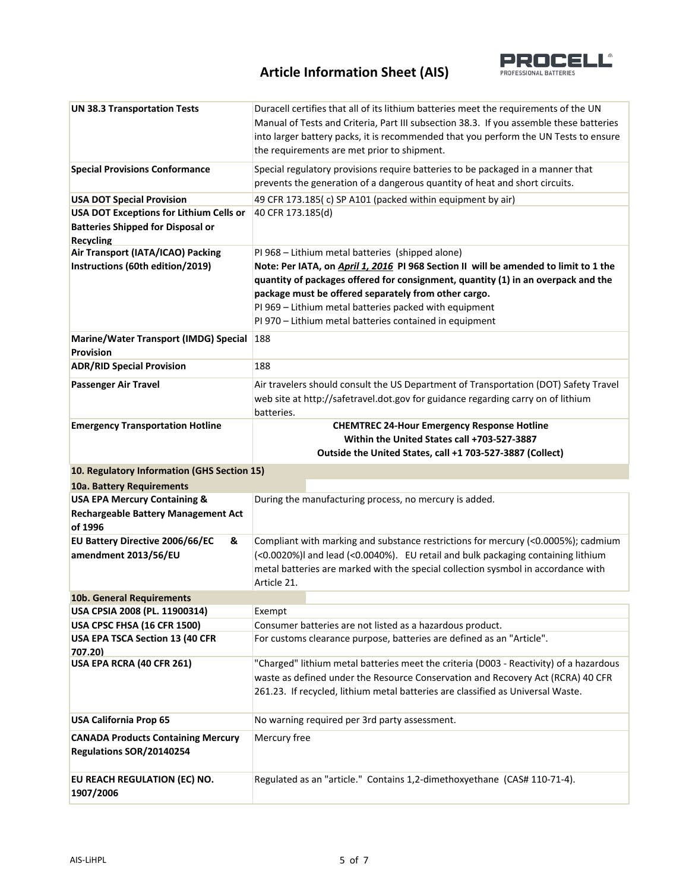| | |
|---|---|
| **UN 38.3 Transportation Tests** | Duracell certifies that all of its lithium batteries meet the requirements of the UN Manual of Tests and Criteria, Part III subsection 38.3. If you assemble these batteries into larger battery packs, it is recommended that you perform the UN Tests to ensure the requirements are met prior to shipment. |
| **Special Provisions Conformance** | Special regulatory provisions require batteries to be packaged in a manner that prevents the generation of a dangerous quantity of heat and short circuits. |
| **USA DOT Special Provision** | 49 CFR 173.185( c) SP A101 (packed within equipment by air) |
| **USA DOT Exceptions for Lithium Cells or Batteries Shipped for Disposal or Recycling** | 40 CFR 173.185(d) |
| **Air Transport (IATA/ICAO) Packing Instructions (60th edition/2019)** | PI 968 – Lithium metal batteries (shipped alone)<br>**Note: Per IATA, on *April 1, 2016* PI 968 Section II will be amended to limit to 1 the quantity of packages offered for consignment, quantity (1) in an overpack and the package must be offered separately from other cargo.**<br>PI 969 – Lithium metal batteries packed with equipment<br>PI 970 – Lithium metal batteries contained in equipment |
| **Marine/Water Transport (IMDG) Special Provision** | 188 |
| **ADR/RID Special Provision** | 188 |
| **Passenger Air Travel** | Air travelers should consult the US Department of Transportation (DOT) Safety Travel web site at http://safetravel.dot.gov for guidance regarding carry on of lithium batteries. |
| **Emergency Transportation Hotline** | **CHEMTREC 24-Hour Emergency Response Hotline**<br>**Within the United States call +703-527-3887**<br>**Outside the United States, call +1 703-527-3887 (Collect)** |

## 10. Regulatory Information (GHS Section 15)

### 10a. Battery Requirements

| | |
|---|---|
| **USA EPA Mercury Containing & Rechargeable Battery Management Act of 1996** | During the manufacturing process, no mercury is added. |
| **EU Battery Directive 2006/66/EC & amendment 2013/56/EU** | Compliant with marking and substance restrictions for mercury (<0.0005%); cadmium (<0.0020%)l and lead (<0.0040%). EU retail and bulk packaging containing lithium metal batteries are marked with the special collection sysmbol in accordance with Article 21. |

### 10b. General Requirements

| | |
|---|---|
| **USA CPSIA 2008 (PL. 11900314)** | Exempt |
| **USA CPSC FHSA (16 CFR 1500)** | Consumer batteries are not listed as a hazardous product. |
| **USA EPA TSCA Section 13 (40 CFR 707.20)** | For customs clearance purpose, batteries are defined as an "Article". |
| **USA EPA RCRA (40 CFR 261)** | "Charged" lithium metal batteries meet the criteria (D003 - Reactivity) of a hazardous waste as defined under the Resource Conservation and Recovery Act (RCRA) 40 CFR 261.23. If recycled, lithium metal batteries are classified as Universal Waste. |
| **USA California Prop 65** | No warning required per 3rd party assessment. |
| **CANADA Products Containing Mercury Regulations SOR/20140254** | Mercury free |
| **EU REACH REGULATION (EC) NO. 1907/2006** | Regulated as an "article." Contains 1,2-dimethoxyethane (CAS# 110-71-4). |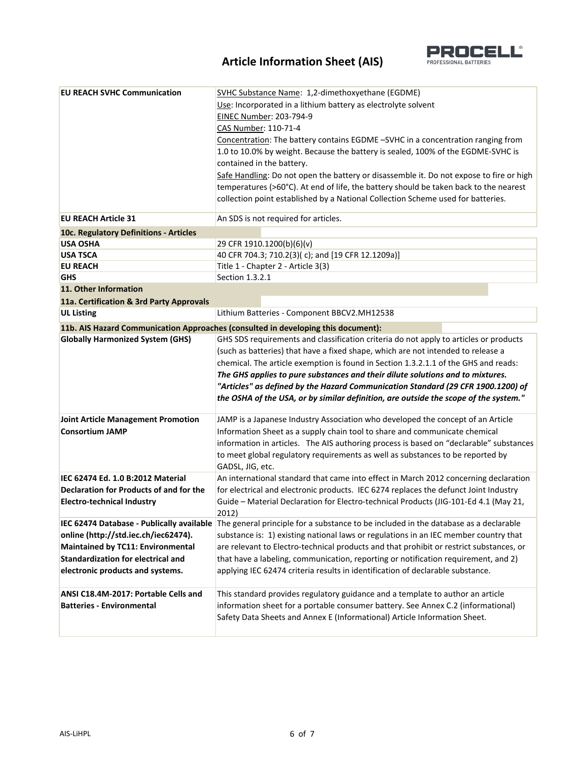| | |
|---|---|
| **EU REACH SVHC Communication** | SVHC Substance Name: 1,2-dimethoxyethane (EGDME)<br>Use: Incorporated in a lithium battery as electrolyte solvent<br>EINEC Number: 203-794-9<br>CAS Number: 110-71-4<br>Concentration: The battery contains EGDME –SVHC in a concentration ranging from 1.0 to 10.0% by weight. Because the battery is sealed, 100% of the EGDME-SVHC is contained in the battery.<br>Safe Handling: Do not open the battery or disassemble it. Do not expose to fire or high temperatures (>60°C). At end of life, the battery should be taken back to the nearest collection point established by a National Collection Scheme used for batteries. |
| **EU REACH Article 31** | An SDS is not required for articles. |
| **10c. Regulatory Definitions - Articles** | |
| **USA OSHA** | 29 CFR 1910.1200(b)(6)(v) |
| **USA TSCA** | 40 CFR 704.3; 710.2(3)( c); and [19 CFR 12.1209a)] |
| **EU REACH** | Title 1 - Chapter 2 - Article 3(3) |
| **GHS** | Section 1.3.2.1 |
| **11. Other Information** | |
| **11a. Certification & 3rd Party Approvals** | |
| **UL Listing** | Lithium Batteries - Component BBCV2.MH12538 |
| **11b. AIS Hazard Communication Approaches (consulted in developing this document):** | |
| **Globally Harmonized System (GHS)** | GHS SDS requirements and classification criteria do not apply to articles or products (such as batteries) that have a fixed shape, which are not intended to release a chemical. The article exemption is found in Section 1.3.2.1.1 of the GHS and reads: ***The GHS applies to pure substances and their dilute solutions and to mixtures. "Articles" as defined by the Hazard Communication Standard (29 CFR 1900.1200) of the OSHA of the USA, or by similar definition, are outside the scope of the system."*** |
| **Joint Article Management Promotion Consortium JAMP** | JAMP is a Japanese Industry Association who developed the concept of an Article Information Sheet as a supply chain tool to share and communicate chemical information in articles. The AIS authoring process is based on "declarable" substances to meet global regulatory requirements as well as substances to be reported by GADSL, JIG, etc. |
| **IEC 62474 Ed. 1.0 B:2012 Material Declaration for Products of and for the Electro-technical Industry** | An international standard that came into effect in March 2012 concerning declaration for electrical and electronic products. IEC 6274 replaces the defunct Joint Industry Guide – Material Declaration for Electro-technical Products (JIG-101-Ed 4.1 (May 21, 2012) |
| **IEC 62474 Database - Publically available online (http://std.iec.ch/iec62474). Maintained by TC11: Environmental Standardization for electrical and electronic products and systems.** | The general principle for a substance to be included in the database as a declarable substance is: 1) existing national laws or regulations in an IEC member country that are relevant to Electro-technical products and that prohibit or restrict substances, or that have a labeling, communication, reporting or notification requirement, and 2) applying IEC 62474 criteria results in identification of declarable substance. |
| **ANSI C18.4M-2017: Portable Cells and Batteries - Environmental** | This standard provides regulatory guidance and a template to author an article information sheet for a portable consumer battery. See Annex C.2 (informational) Safety Data Sheets and Annex E (Informational) Article Information Sheet. |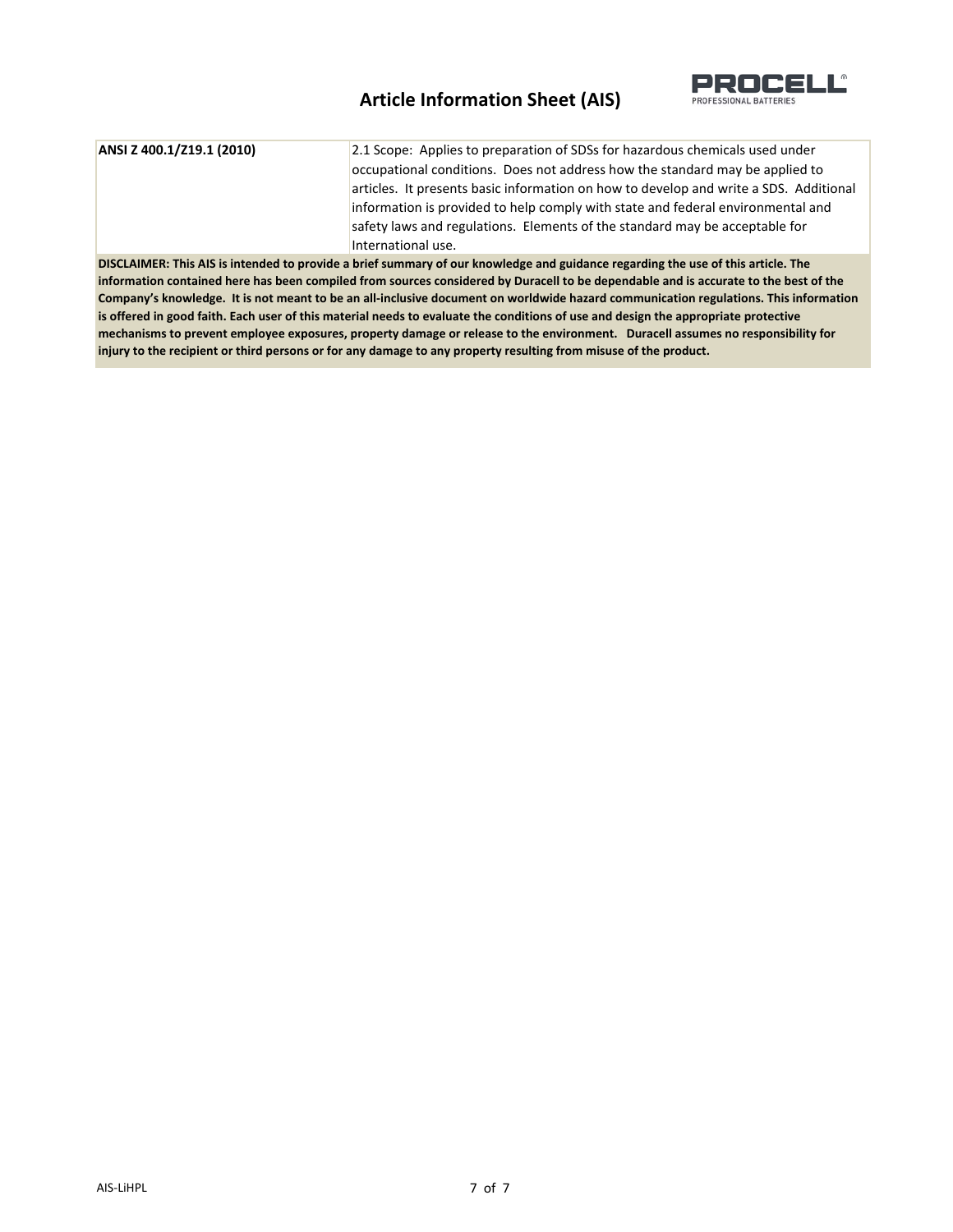| | |
|---|---|
| **ANSI Z 400.1/Z19.1 (2010)** | 2.1 Scope: Applies to preparation of SDSs for hazardous chemicals used under occupational conditions. Does not address how the standard may be applied to articles. It presents basic information on how to develop and write a SDS. Additional information is provided to help comply with state and federal environmental and safety laws and regulations. Elements of the standard may be acceptable for International use. |

**DISCLAIMER: This AIS is intended to provide a brief summary of our knowledge and guidance regarding the use of this article. The information contained here has been compiled from sources considered by Duracell to be dependable and is accurate to the best of the Company's knowledge. It is not meant to be an all-inclusive document on worldwide hazard communication regulations. This information is offered in good faith. Each user of this material needs to evaluate the conditions of use and design the appropriate protective mechanisms to prevent employee exposures, property damage or release to the environment. Duracell assumes no responsibility for injury to the recipient or third persons or for any damage to any property resulting from misuse of the product.**